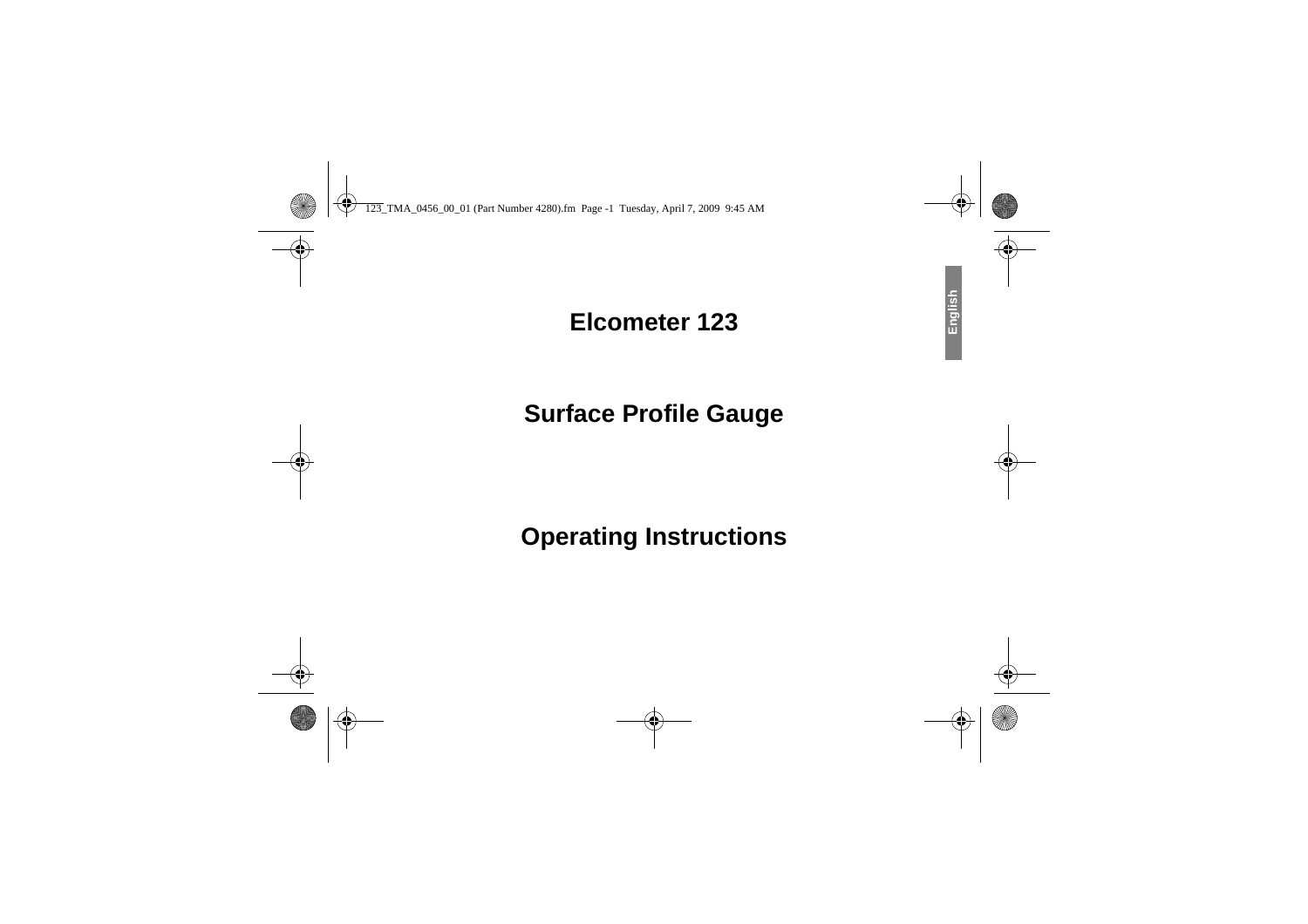# Elcometer 123

## Surface Profile Gauge

## Operating Instructions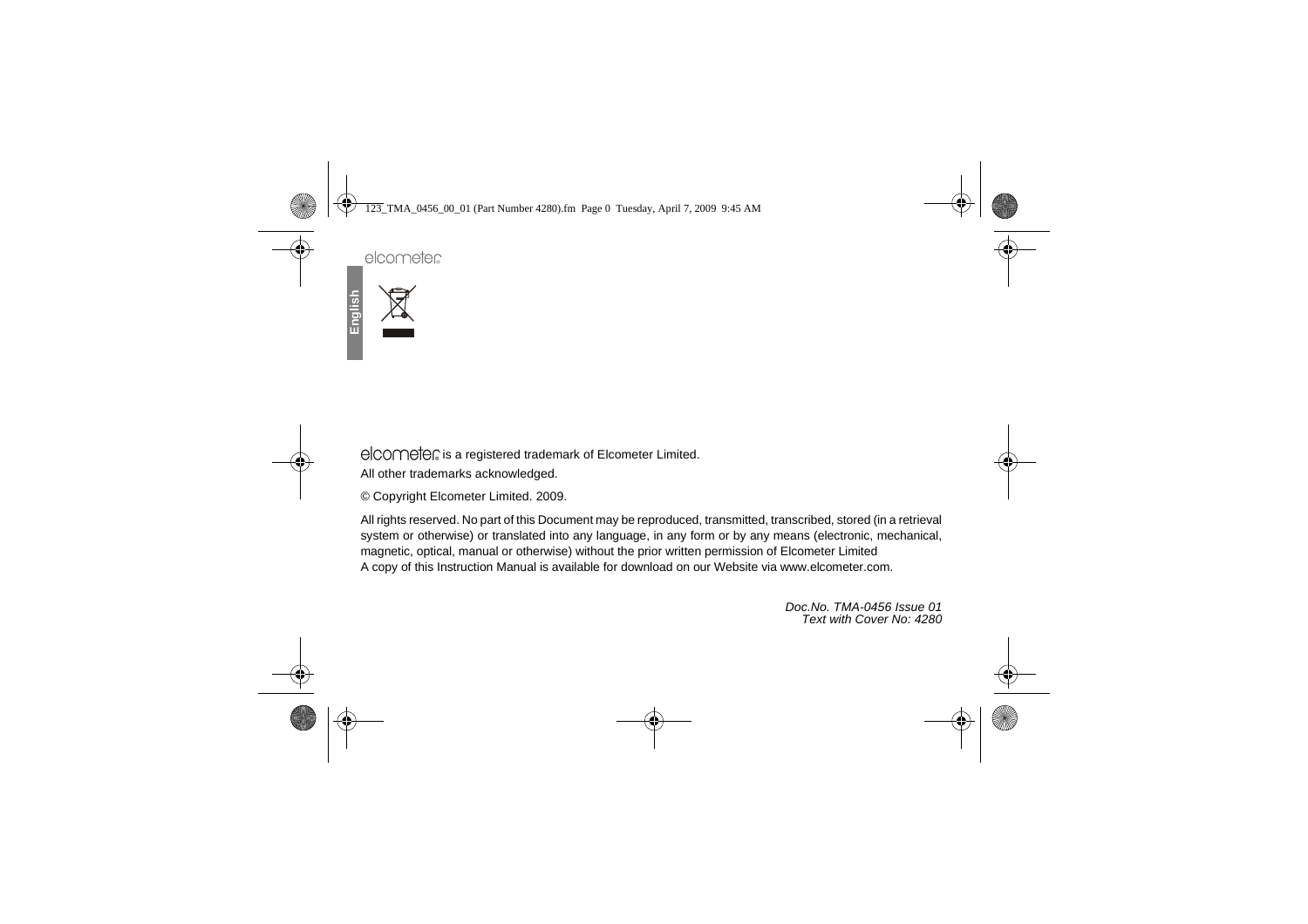elcometer is a registered trademark of Elcometer Limited.

All other trademarks acknowledged.

© Copyright Elcometer Limited. 2009.

All rights reserved. No part of this Document may be reproduced, transmitted, transcribed, stored (in a retrieval system or otherwise) or translated into any language, in any form or by any means (electronic, mechanical, magnetic, optical, manual or otherwise) without the prior written permission of Elcometer Limited
A copy of this Instruction Manual is available for download on our Website via www.elcometer.com.

*Doc.No. TMA-0456 Issue 01*
*Text with Cover No: 4280*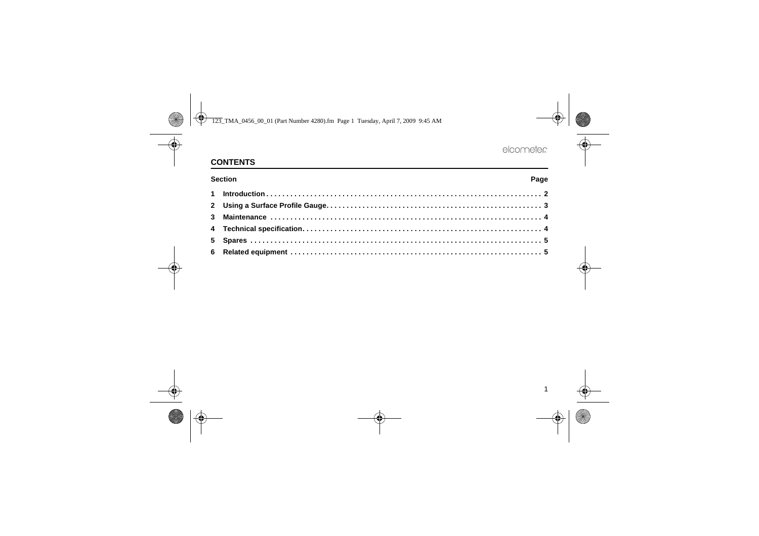## CONTENTS

| Section | | Page |
|---|---|---|
| 1 | Introduction | 2 |
| 2 | Using a Surface Profile Gauge | 3 |
| 3 | Maintenance | 4 |
| 4 | Technical specification | 4 |
| 5 | Spares | 5 |
| 6 | Related equipment | 5 |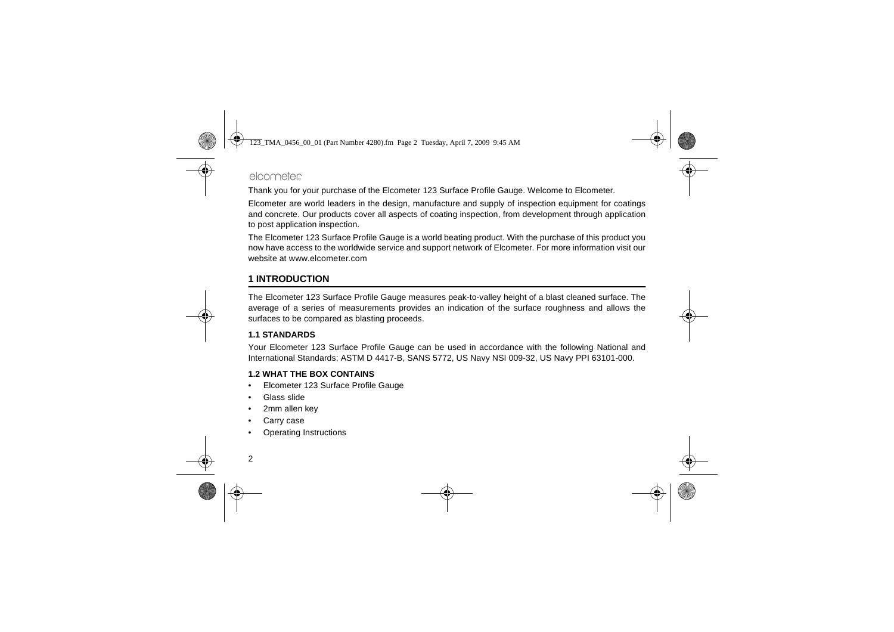Thank you for your purchase of the Elcometer 123 Surface Profile Gauge. Welcome to Elcometer.

Elcometer are world leaders in the design, manufacture and supply of inspection equipment for coatings and concrete. Our products cover all aspects of coating inspection, from development through application to post application inspection.

The Elcometer 123 Surface Profile Gauge is a world beating product. With the purchase of this product you now have access to the worldwide service and support network of Elcometer. For more information visit our website at www.elcometer.com

## 1 INTRODUCTION

The Elcometer 123 Surface Profile Gauge measures peak-to-valley height of a blast cleaned surface. The average of a series of measurements provides an indication of the surface roughness and allows the surfaces to be compared as blasting proceeds.

### 1.1 STANDARDS

Your Elcometer 123 Surface Profile Gauge can be used in accordance with the following National and International Standards: ASTM D 4417-B, SANS 5772, US Navy NSI 009-32, US Navy PPI 63101-000.

### 1.2 WHAT THE BOX CONTAINS

- Elcometer 123 Surface Profile Gauge
- Glass slide
- 2mm allen key
- Carry case
- Operating Instructions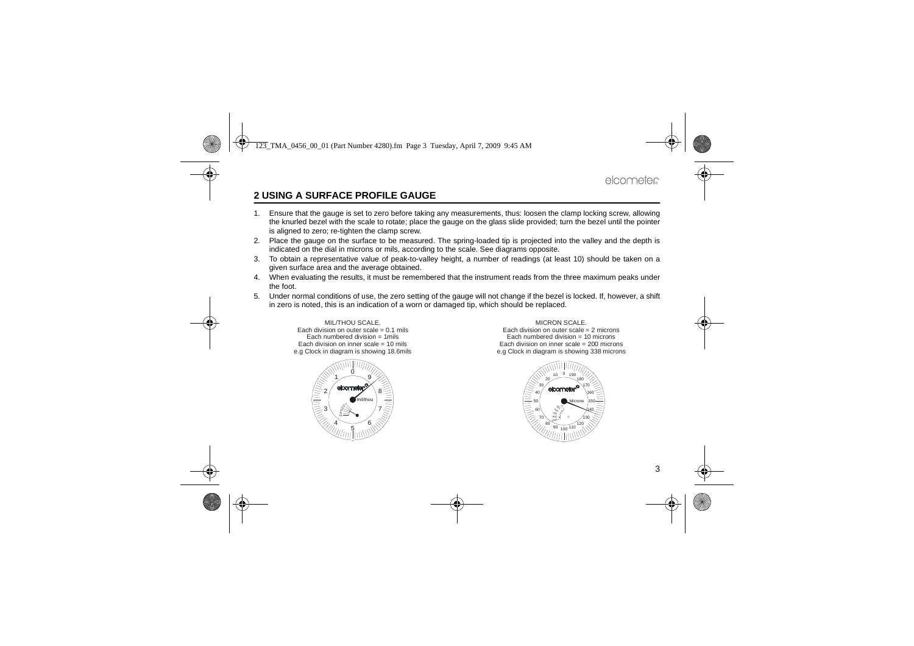## 2 USING A SURFACE PROFILE GAUGE

1. Ensure that the gauge is set to zero before taking any measurements, thus: loosen the clamp locking screw, allowing the knurled bezel with the scale to rotate; place the gauge on the glass slide provided; turn the bezel until the pointer is aligned to zero; re-tighten the clamp screw.
2. Place the gauge on the surface to be measured. The spring-loaded tip is projected into the valley and the depth is indicated on the dial in microns or mils, according to the scale. See diagrams opposite.
3. To obtain a representative value of peak-to-valley height, a number of readings (at least 10) should be taken on a given surface area and the average obtained.
4. When evaluating the results, it must be remembered that the instrument reads from the three maximum peaks under the foot.
5. Under normal conditions of use, the zero setting of the gauge will not change if the bezel is locked. If, however, a shift in zero is noted, this is an indication of a worn or damaged tip, which should be replaced.

MIL/THOU SCALE.
Each division on outer scale = 0.1 mils
Each numbered division = 1mils
Each division on inner scale = 10 mils
e.g Clock in diagram is showing 18.6mils

MICRON SCALE.
Each division on outer scale = 2 microns
Each numbered division = 10 microns
Each division on inner scale = 200 microns
e.g Clock in diagram is showing 338 microns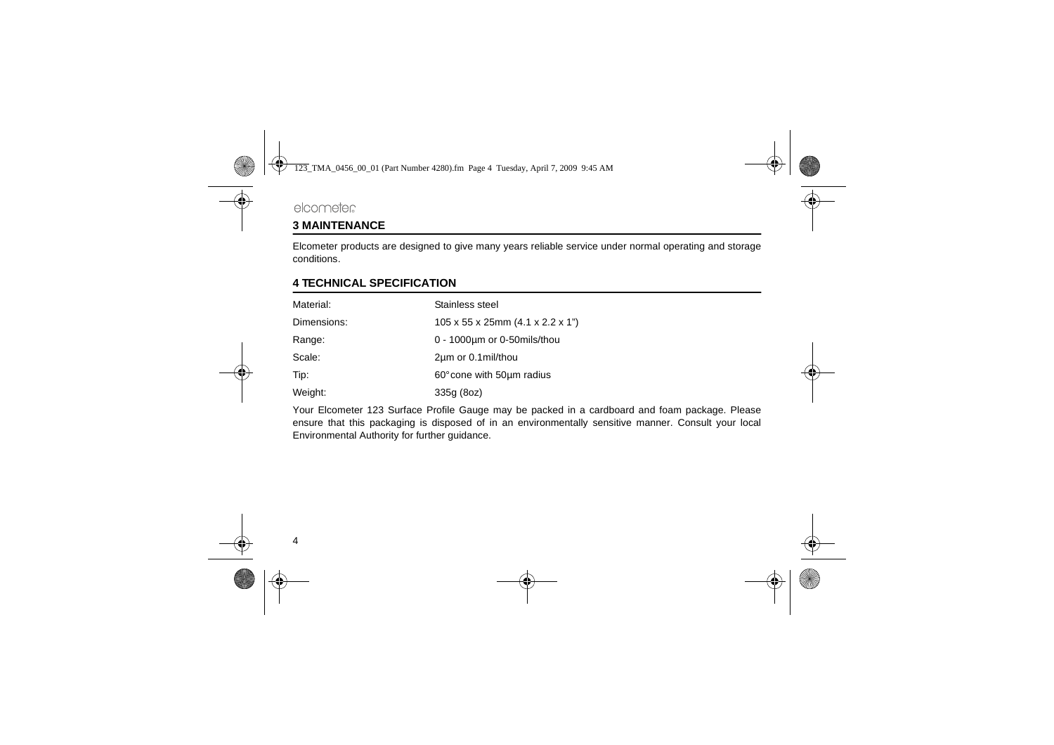## 3 MAINTENANCE

Elcometer products are designed to give many years reliable service under normal operating and storage conditions.

## 4 TECHNICAL SPECIFICATION

| | |
|---|---|
| Material: | Stainless steel |
| Dimensions: | 105 x 55 x 25mm (4.1 x 2.2 x 1") |
| Range: | 0 - 1000µm or 0-50mils/thou |
| Scale: | 2µm or 0.1mil/thou |
| Tip: | 60° cone with 50µm radius |
| Weight: | 335g (8oz) |

Your Elcometer 123 Surface Profile Gauge may be packed in a cardboard and foam package. Please ensure that this packaging is disposed of in an environmentally sensitive manner. Consult your local Environmental Authority for further guidance.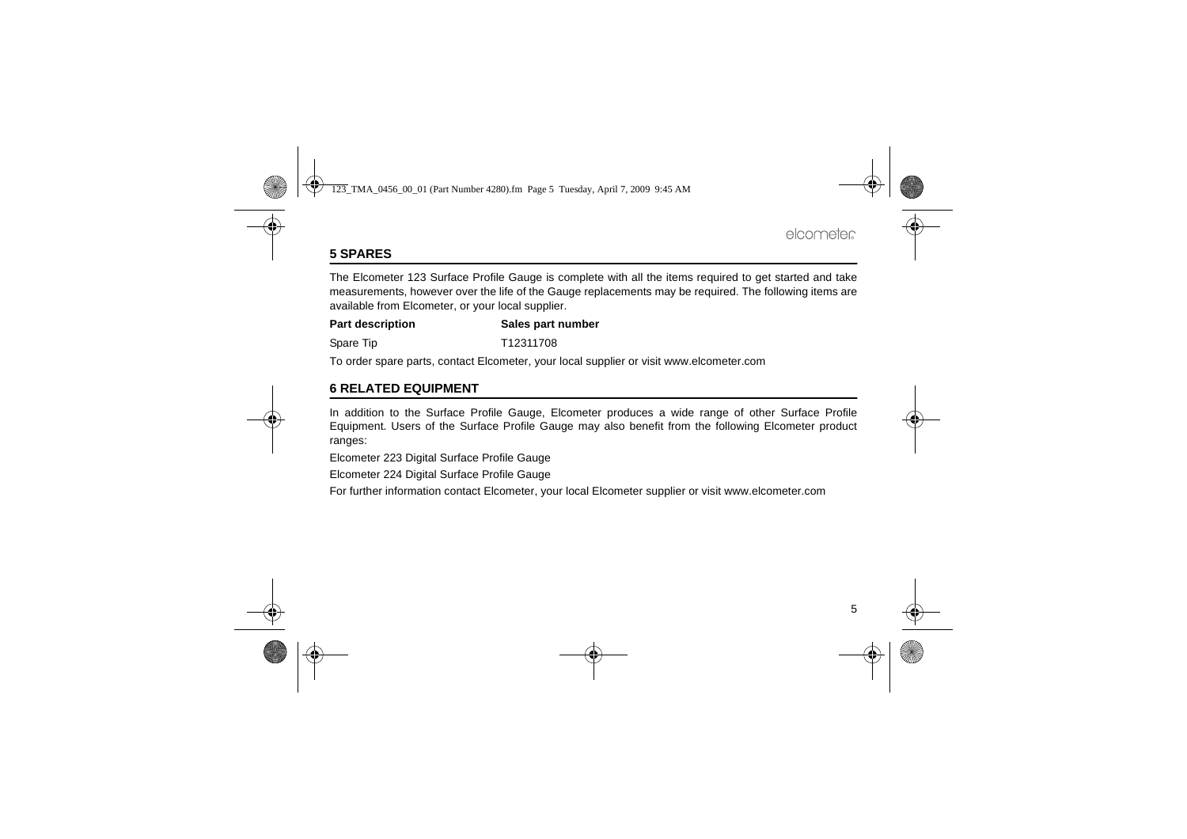## 5 SPARES

The Elcometer 123 Surface Profile Gauge is complete with all the items required to get started and take measurements, however over the life of the Gauge replacements may be required. The following items are available from Elcometer, or your local supplier.

| Part description | Sales part number |
|---|---|
| Spare Tip | T12311708 |

To order spare parts, contact Elcometer, your local supplier or visit www.elcometer.com

## 6 RELATED EQUIPMENT

In addition to the Surface Profile Gauge, Elcometer produces a wide range of other Surface Profile Equipment. Users of the Surface Profile Gauge may also benefit from the following Elcometer product ranges:

Elcometer 223 Digital Surface Profile Gauge

Elcometer 224 Digital Surface Profile Gauge

For further information contact Elcometer, your local Elcometer supplier or visit www.elcometer.com